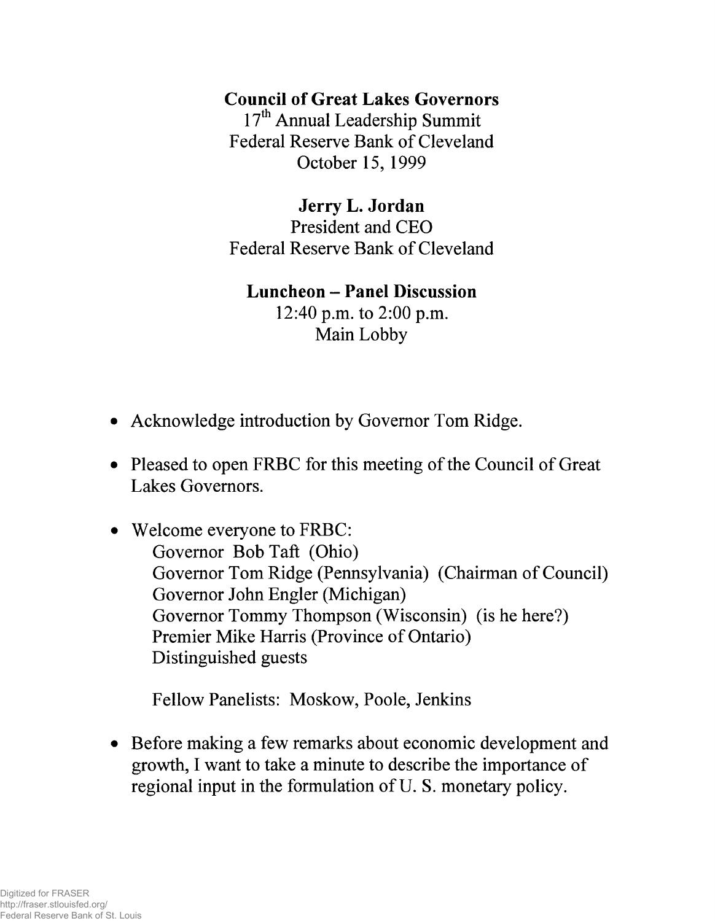**Council of Great Lakes Governors**
17th Annual Leadership Summit
Federal Reserve Bank of Cleveland
October 15, 1999

**Jerry L. Jordan**
President and CEO
Federal Reserve Bank of Cleveland

**Luncheon – Panel Discussion**
12:40 p.m. to 2:00 p.m.
Main Lobby

- Acknowledge introduction by Governor Tom Ridge.

- Pleased to open FRBC for this meeting of the Council of Great Lakes Governors.

- Welcome everyone to FRBC:
  Governor Bob Taft (Ohio)
  Governor Tom Ridge (Pennsylvania) (Chairman of Council)
  Governor John Engler (Michigan)
  Governor Tommy Thompson (Wisconsin) (is he here?)
  Premier Mike Harris (Province of Ontario)
  Distinguished guests

  Fellow Panelists: Moskow, Poole, Jenkins

- Before making a few remarks about economic development and growth, I want to take a minute to describe the importance of regional input in the formulation of U. S. monetary policy.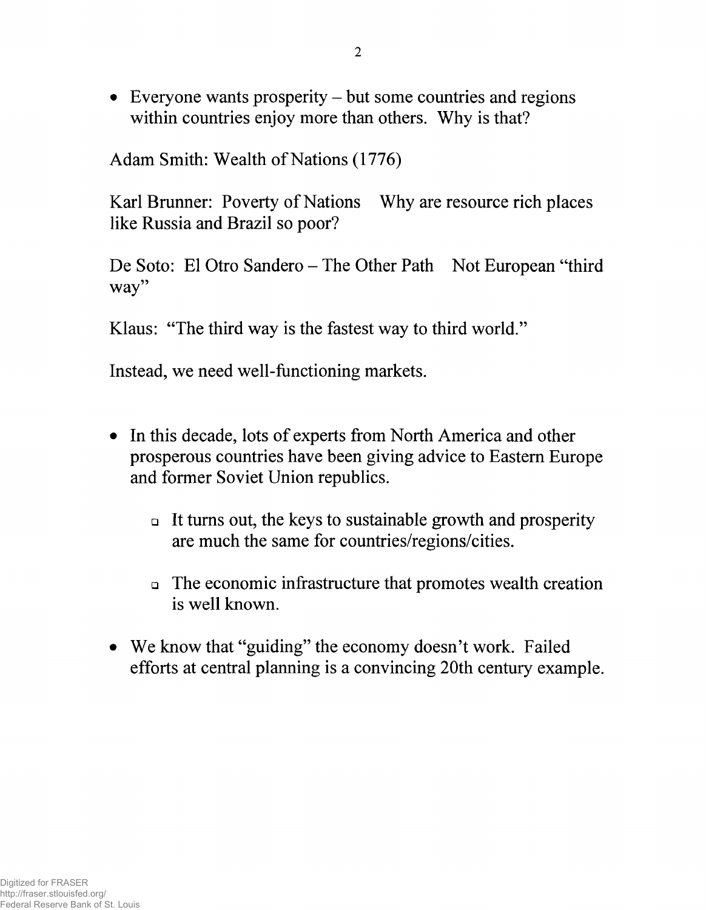- Everyone wants prosperity – but some countries and regions within countries enjoy more than others. Why is that?

Adam Smith: Wealth of Nations (1776)

Karl Brunner: Poverty of Nations    Why are resource rich places like Russia and Brazil so poor?

De Soto: El Otro Sandero – The Other Path    Not European "third way"

Klaus: "The third way is the fastest way to third world."

Instead, we need well-functioning markets.

- In this decade, lots of experts from North America and other prosperous countries have been giving advice to Eastern Europe and former Soviet Union republics.
    - It turns out, the keys to sustainable growth and prosperity are much the same for countries/regions/cities.
    - The economic infrastructure that promotes wealth creation is well known.
- We know that "guiding" the economy doesn't work. Failed efforts at central planning is a convincing 20th century example.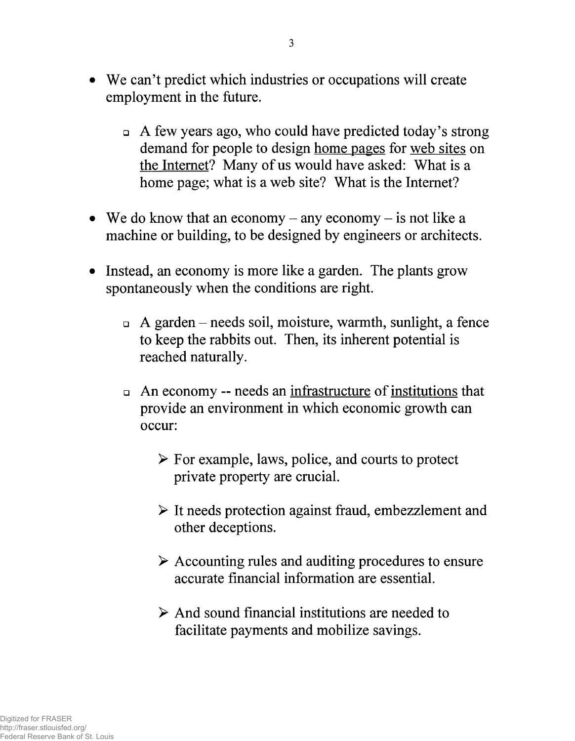- We can't predict which industries or occupations will create employment in the future.

  - A few years ago, who could have predicted today's strong demand for people to design <u>home pages</u> for <u>web sites</u> on <u>the Internet</u>? Many of us would have asked: What is a home page; what is a web site? What is the Internet?

- We do know that an economy – any economy – is not like a machine or building, to be designed by engineers or architects.

- Instead, an economy is more like a garden. The plants grow spontaneously when the conditions are right.

  - A garden – needs soil, moisture, warmth, sunlight, a fence to keep the rabbits out. Then, its inherent potential is reached naturally.

  - An economy -- needs an <u>infrastructure</u> of <u>institutions</u> that provide an environment in which economic growth can occur:

    - For example, laws, police, and courts to protect private property are crucial.

    - It needs protection against fraud, embezzlement and other deceptions.

    - Accounting rules and auditing procedures to ensure accurate financial information are essential.

    - And sound financial institutions are needed to facilitate payments and mobilize savings.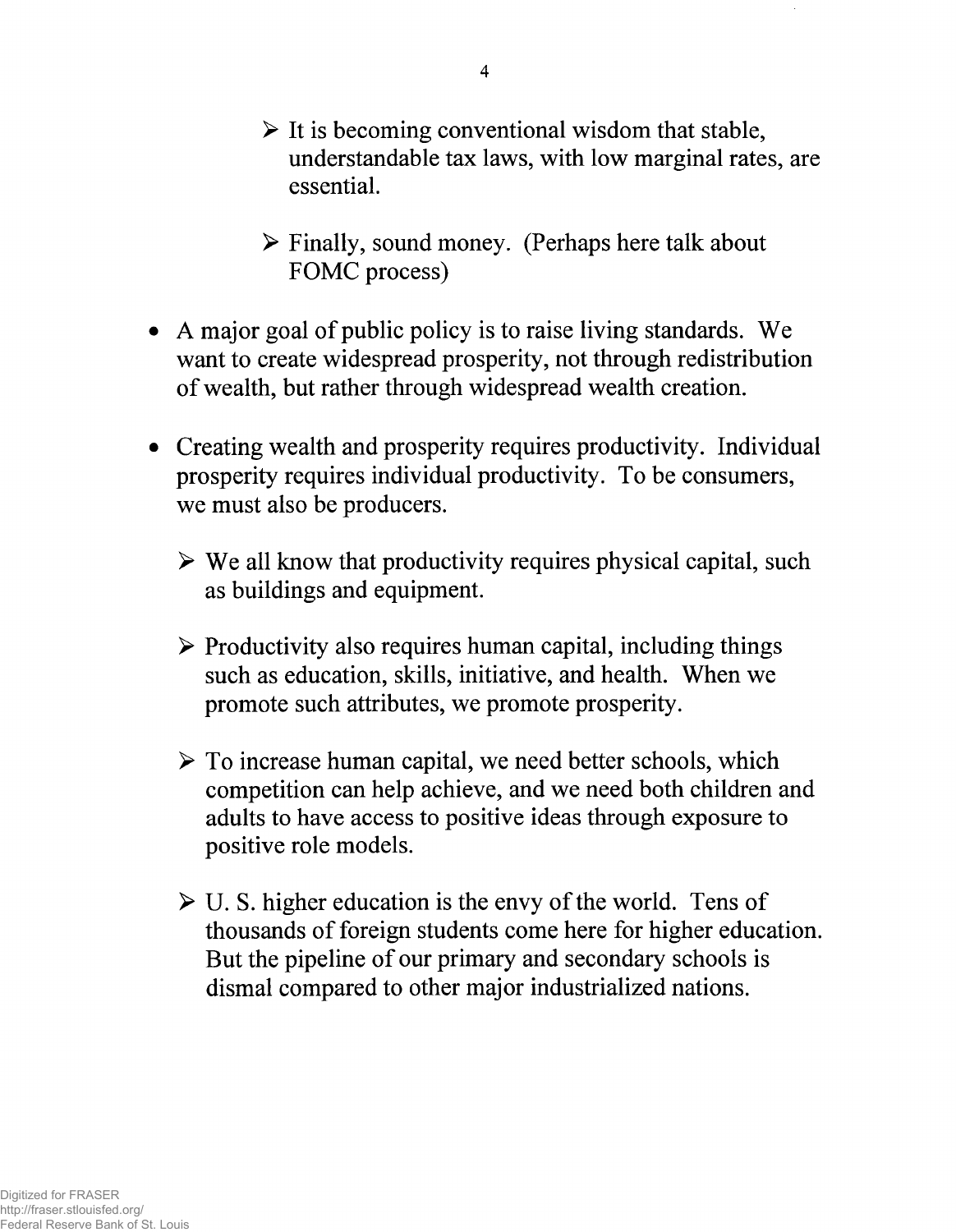- It is becoming conventional wisdom that stable, understandable tax laws, with low marginal rates, are essential.

  - Finally, sound money. (Perhaps here talk about FOMC process)

- A major goal of public policy is to raise living standards. We want to create widespread prosperity, not through redistribution of wealth, but rather through widespread wealth creation.

- Creating wealth and prosperity requires productivity. Individual prosperity requires individual productivity. To be consumers, we must also be producers.

  - We all know that productivity requires physical capital, such as buildings and equipment.

  - Productivity also requires human capital, including things such as education, skills, initiative, and health. When we promote such attributes, we promote prosperity.

  - To increase human capital, we need better schools, which competition can help achieve, and we need both children and adults to have access to positive ideas through exposure to positive role models.

  - U. S. higher education is the envy of the world. Tens of thousands of foreign students come here for higher education. But the pipeline of our primary and secondary schools is dismal compared to other major industrialized nations.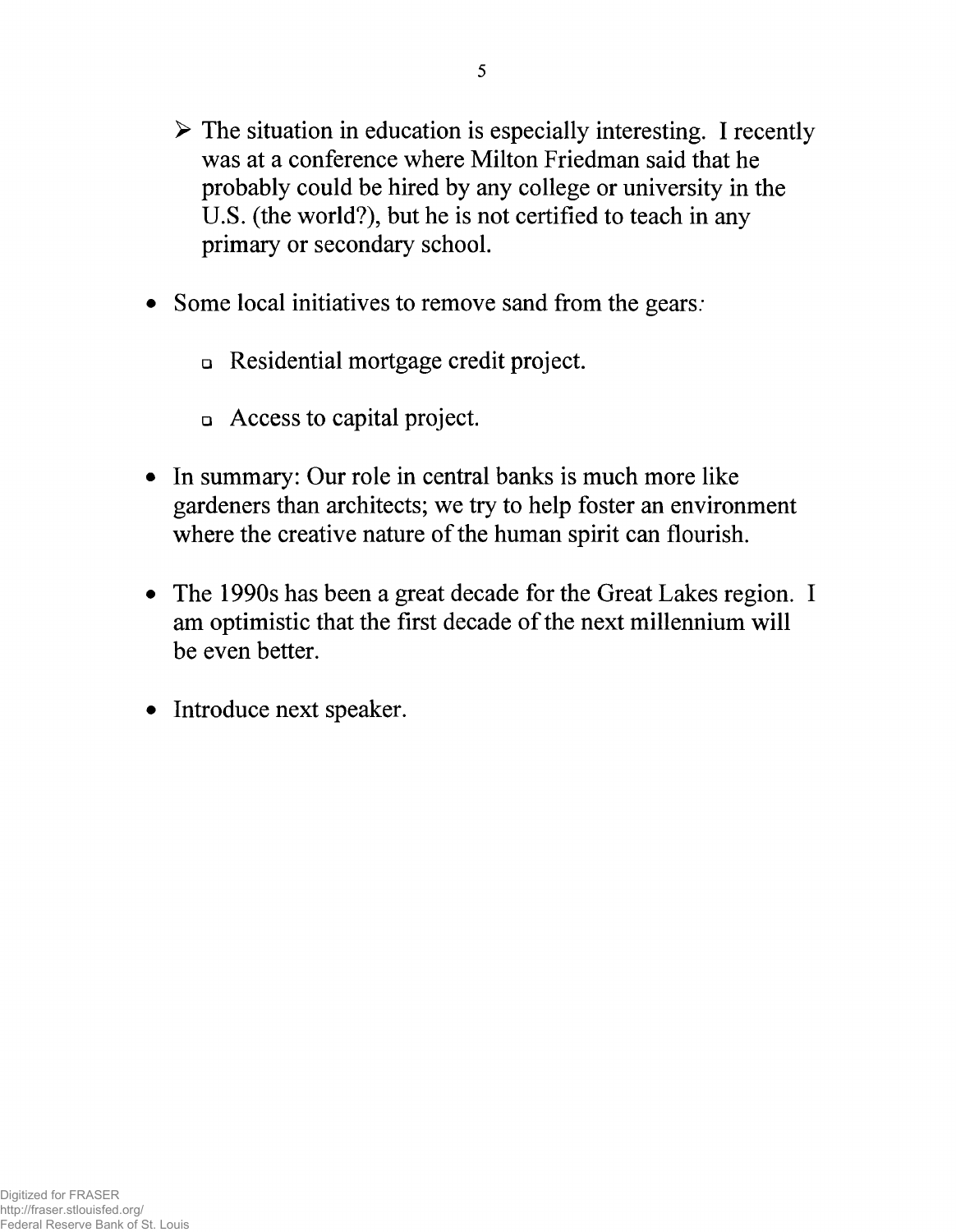- ➢ The situation in education is especially interesting. I recently was at a conference where Milton Friedman said that he probably could be hired by any college or university in the U.S. (the world?), but he is not certified to teach in any primary or secondary school.

- Some local initiatives to remove sand from the gears:

  - Residential mortgage credit project.

  - Access to capital project.

- In summary: Our role in central banks is much more like gardeners than architects; we try to help foster an environment where the creative nature of the human spirit can flourish.

- The 1990s has been a great decade for the Great Lakes region. I am optimistic that the first decade of the next millennium will be even better.

- Introduce next speaker.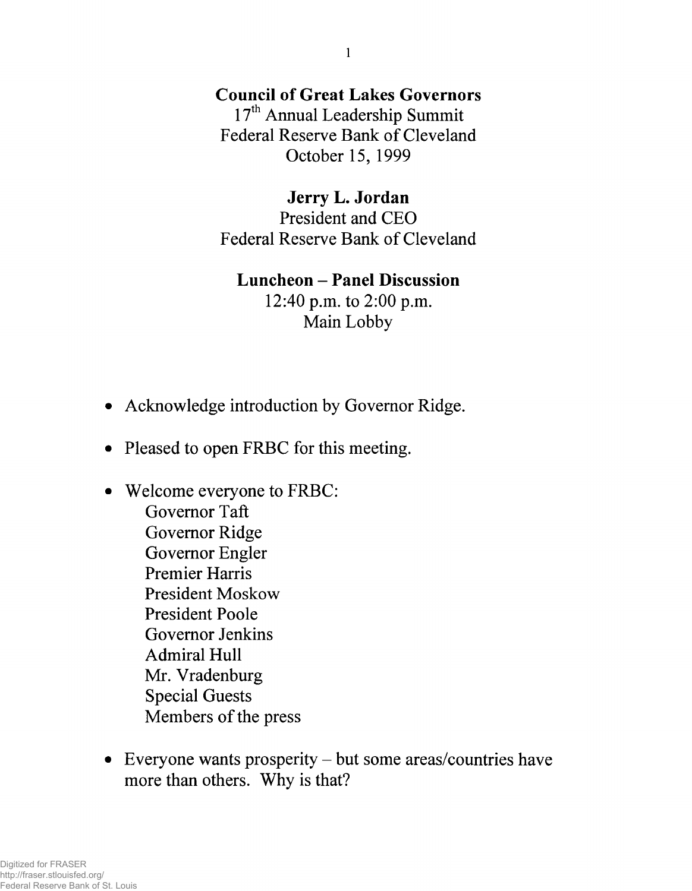**Council of Great Lakes Governors**
17th Annual Leadership Summit
Federal Reserve Bank of Cleveland
October 15, 1999

**Jerry L. Jordan**
President and CEO
Federal Reserve Bank of Cleveland

**Luncheon – Panel Discussion**
12:40 p.m. to 2:00 p.m.
Main Lobby

- Acknowledge introduction by Governor Ridge.

- Pleased to open FRBC for this meeting.

- Welcome everyone to FRBC:
  Governor Taft
  Governor Ridge
  Governor Engler
  Premier Harris
  President Moskow
  President Poole
  Governor Jenkins
  Admiral Hull
  Mr. Vradenburg
  Special Guests
  Members of the press

- Everyone wants prosperity – but some areas/countries have more than others. Why is that?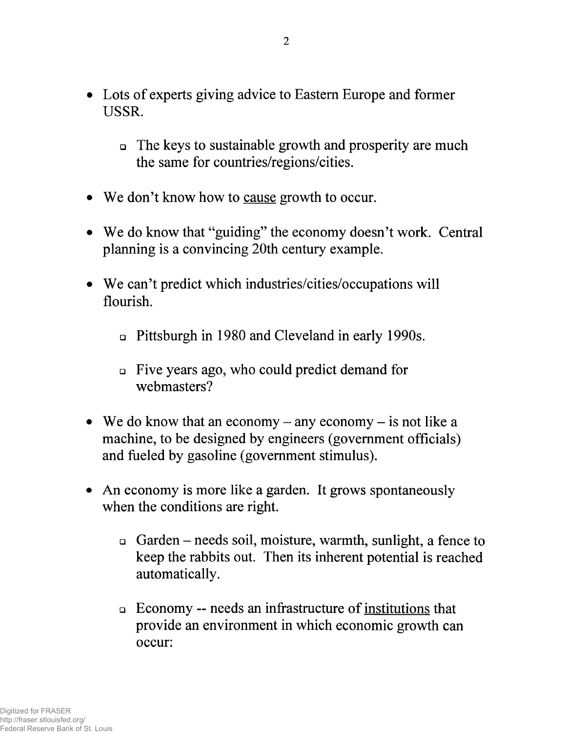- Lots of experts giving advice to Eastern Europe and former USSR.
  - The keys to sustainable growth and prosperity are much the same for countries/regions/cities.
- We don't know how to <u>cause</u> growth to occur.
- We do know that "guiding" the economy doesn't work. Central planning is a convincing 20th century example.
- We can't predict which industries/cities/occupations will flourish.
  - Pittsburgh in 1980 and Cleveland in early 1990s.
  - Five years ago, who could predict demand for webmasters?
- We do know that an economy – any economy – is not like a machine, to be designed by engineers (government officials) and fueled by gasoline (government stimulus).
- An economy is more like a garden. It grows spontaneously when the conditions are right.
  - Garden – needs soil, moisture, warmth, sunlight, a fence to keep the rabbits out. Then its inherent potential is reached automatically.
  - Economy -- needs an infrastructure of <u>institutions</u> that provide an environment in which economic growth can occur: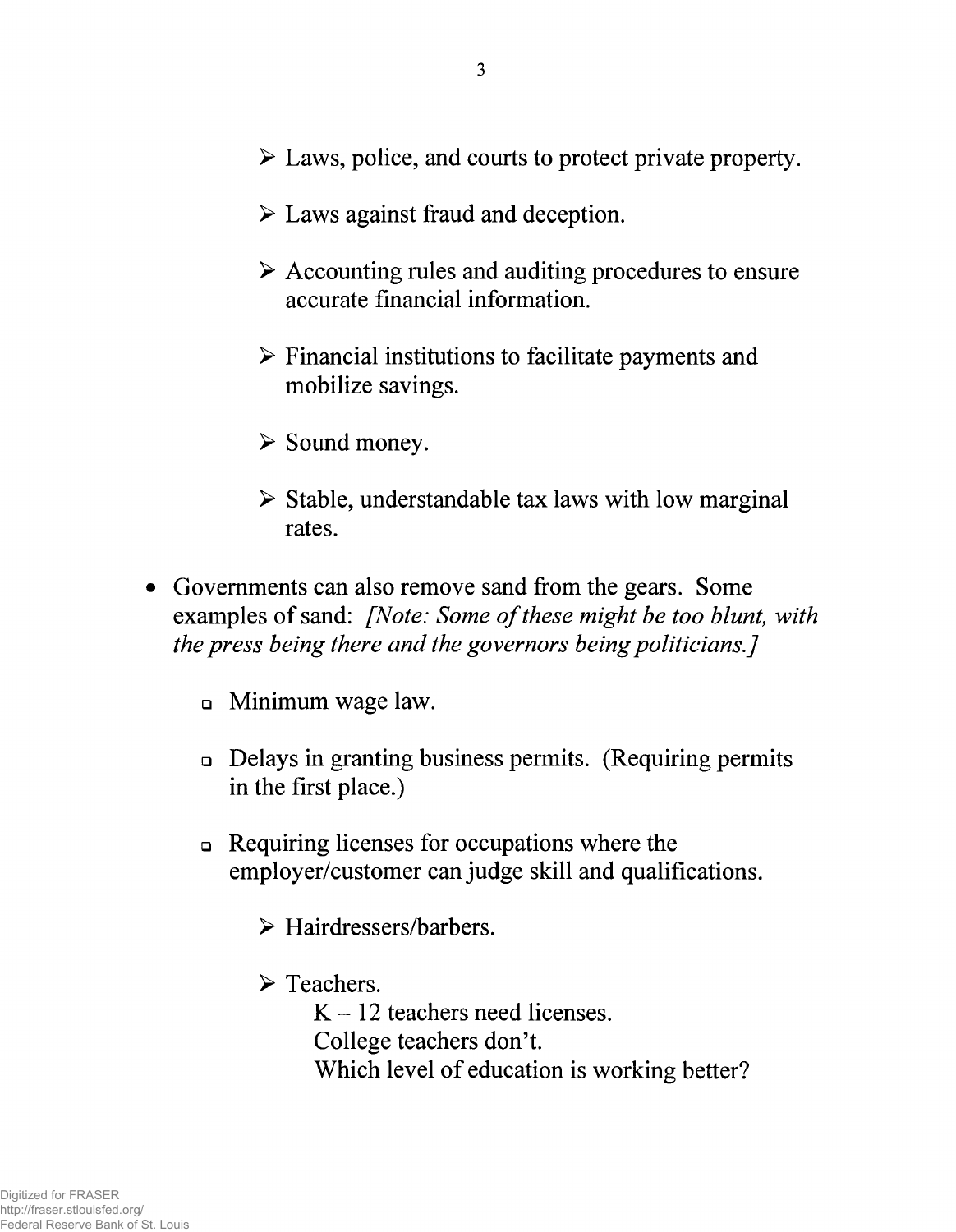- Laws, police, and courts to protect private property.

  - Laws against fraud and deception.

  - Accounting rules and auditing procedures to ensure accurate financial information.

  - Financial institutions to facilitate payments and mobilize savings.

  - Sound money.

  - Stable, understandable tax laws with low marginal rates.

- Governments can also remove sand from the gears. Some examples of sand: *[Note: Some of these might be too blunt, with the press being there and the governors being politicians.]*

  - Minimum wage law.

  - Delays in granting business permits. (Requiring permits in the first place.)

  - Requiring licenses for occupations where the employer/customer can judge skill and qualifications.

    - Hairdressers/barbers.

    - Teachers.  
      K – 12 teachers need licenses.  
      College teachers don't.  
      Which level of education is working better?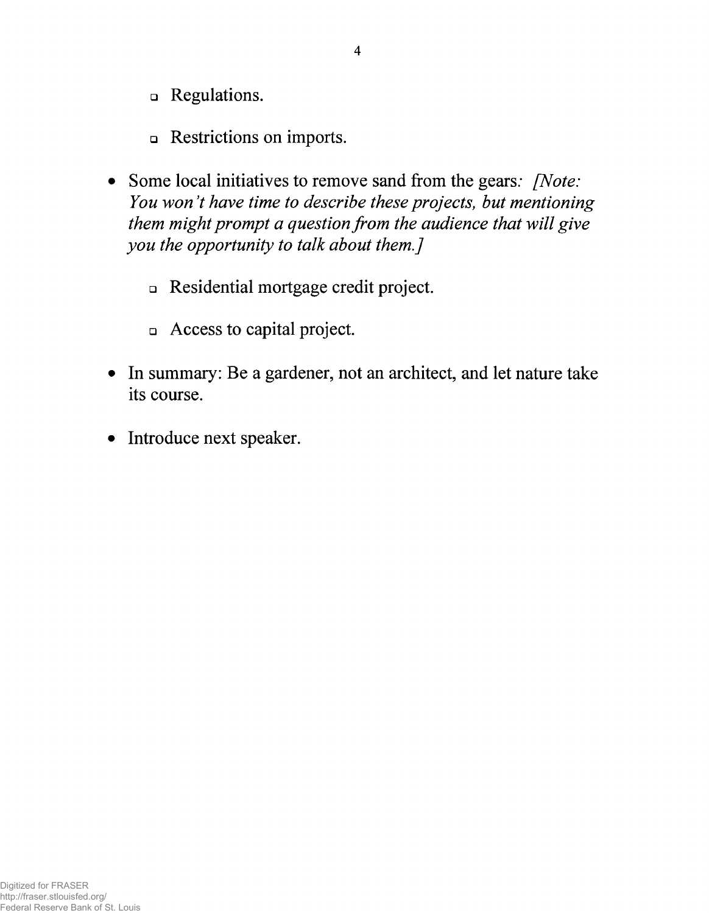- Regulations.
- Restrictions on imports.

- Some local initiatives to remove sand from the gears: *[Note: You won't have time to describe these projects, but mentioning them might prompt a question from the audience that will give you the opportunity to talk about them.]*
  - Residential mortgage credit project.
  - Access to capital project.
- In summary: Be a gardener, not an architect, and let nature take its course.
- Introduce next speaker.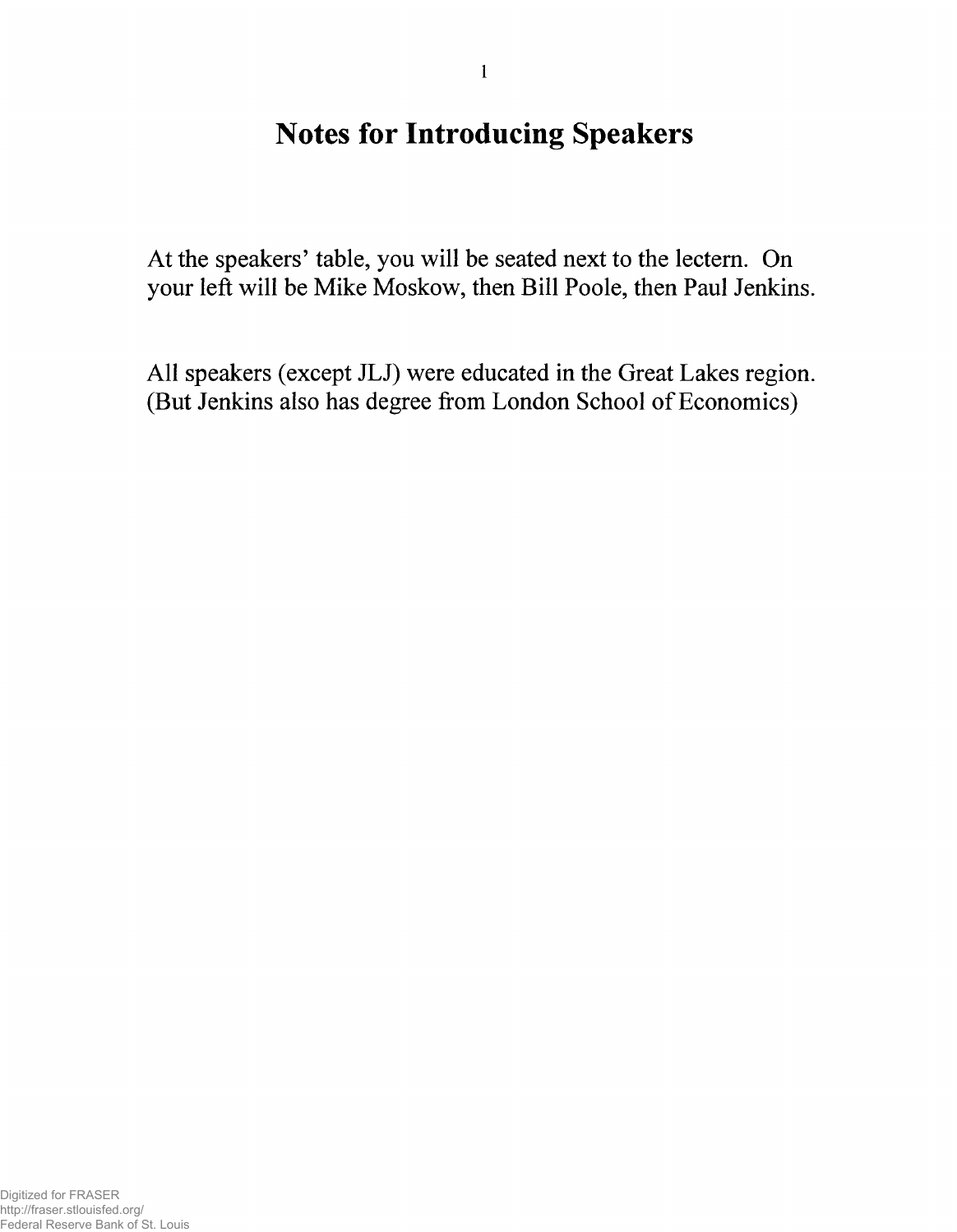# Notes for Introducing Speakers

At the speakers' table, you will be seated next to the lectern. On your left will be Mike Moskow, then Bill Poole, then Paul Jenkins.

All speakers (except JLJ) were educated in the Great Lakes region. (But Jenkins also has degree from London School of Economics)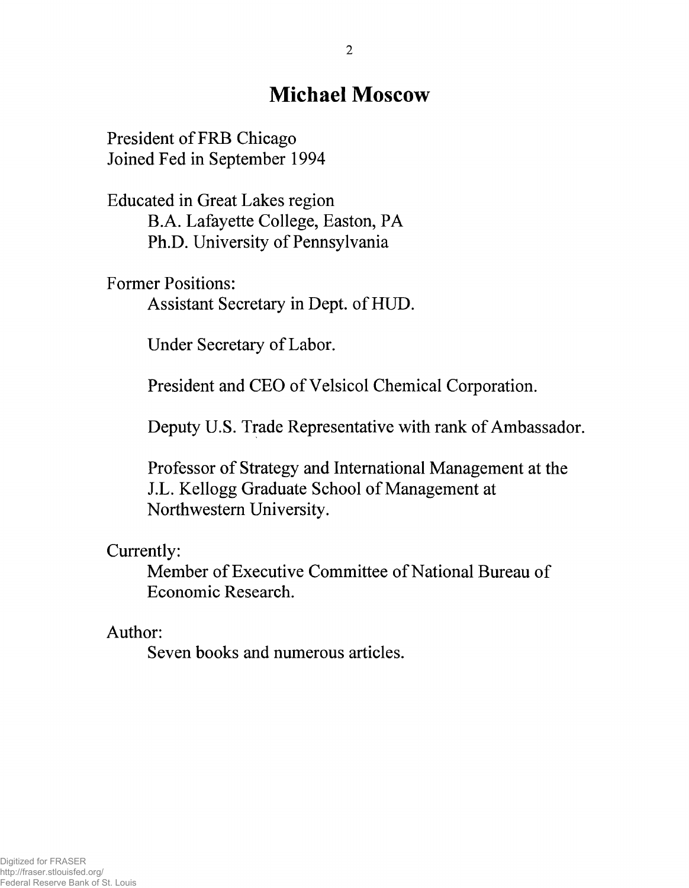# Michael Moscow

President of FRB Chicago
Joined Fed in September 1994

Educated in Great Lakes region

- B.A. Lafayette College, Easton, PA
- Ph.D. University of Pennsylvania

Former Positions:

- Assistant Secretary in Dept. of HUD.
- Under Secretary of Labor.
- President and CEO of Velsicol Chemical Corporation.
- Deputy U.S. Trade Representative with rank of Ambassador.
- Professor of Strategy and International Management at the J.L. Kellogg Graduate School of Management at Northwestern University.

Currently:

- Member of Executive Committee of National Bureau of Economic Research.

Author:

- Seven books and numerous articles.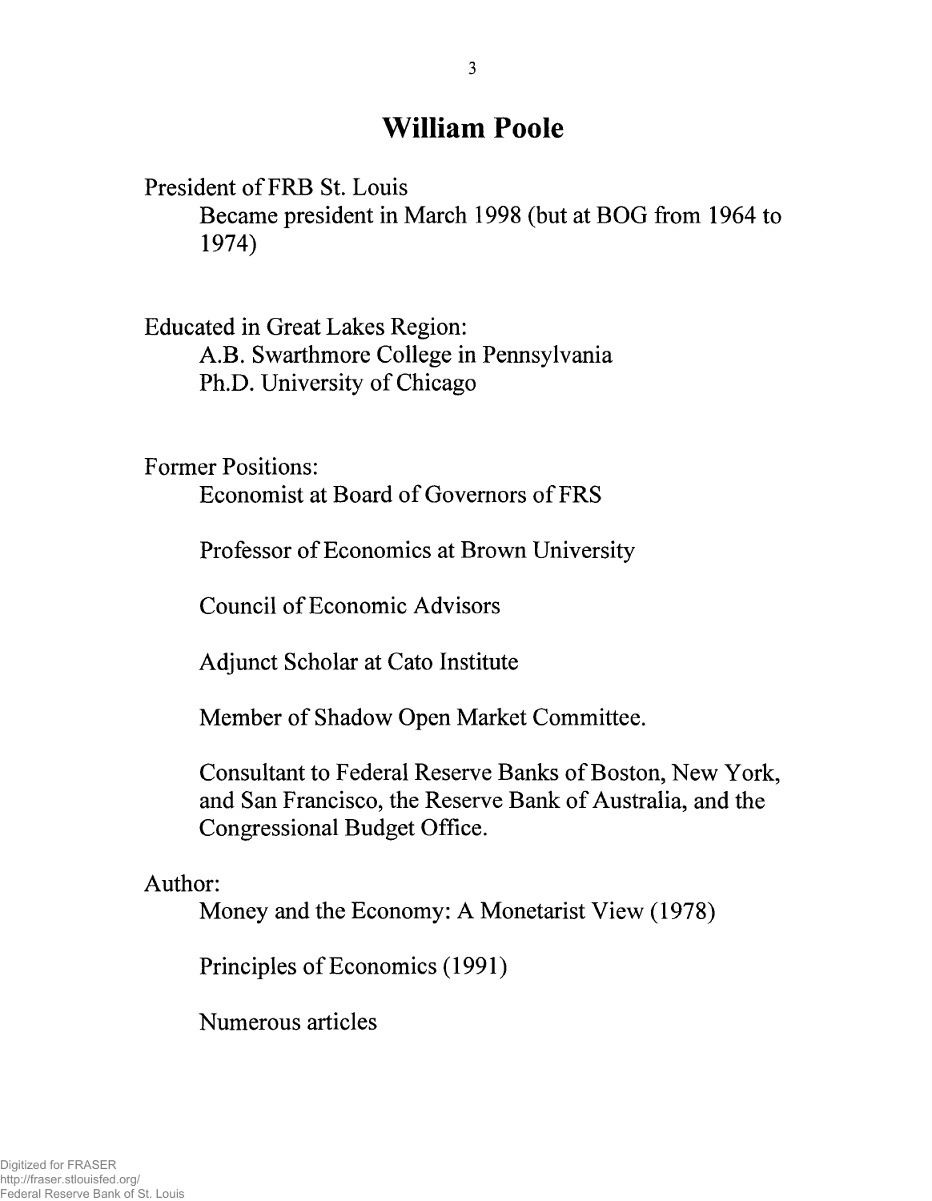# William Poole

President of FRB St. Louis

- Became president in March 1998 (but at BOG from 1964 to 1974)

Educated in Great Lakes Region:

- A.B. Swarthmore College in Pennsylvania
- Ph.D. University of Chicago

Former Positions:

- Economist at Board of Governors of FRS
- Professor of Economics at Brown University
- Council of Economic Advisors
- Adjunct Scholar at Cato Institute
- Member of Shadow Open Market Committee.
- Consultant to Federal Reserve Banks of Boston, New York, and San Francisco, the Reserve Bank of Australia, and the Congressional Budget Office.

Author:

- Money and the Economy: A Monetarist View (1978)
- Principles of Economics (1991)
- Numerous articles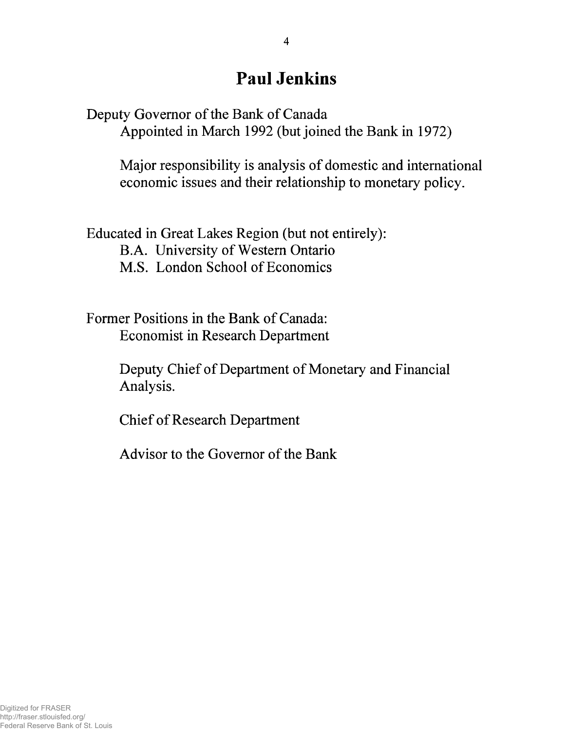# Paul Jenkins

Deputy Governor of the Bank of Canada

Appointed in March 1992 (but joined the Bank in 1972)

Major responsibility is analysis of domestic and international economic issues and their relationship to monetary policy.

Educated in Great Lakes Region (but not entirely):

B.A. University of Western Ontario

M.S. London School of Economics

Former Positions in the Bank of Canada:

Economist in Research Department

Deputy Chief of Department of Monetary and Financial Analysis.

Chief of Research Department

Advisor to the Governor of the Bank